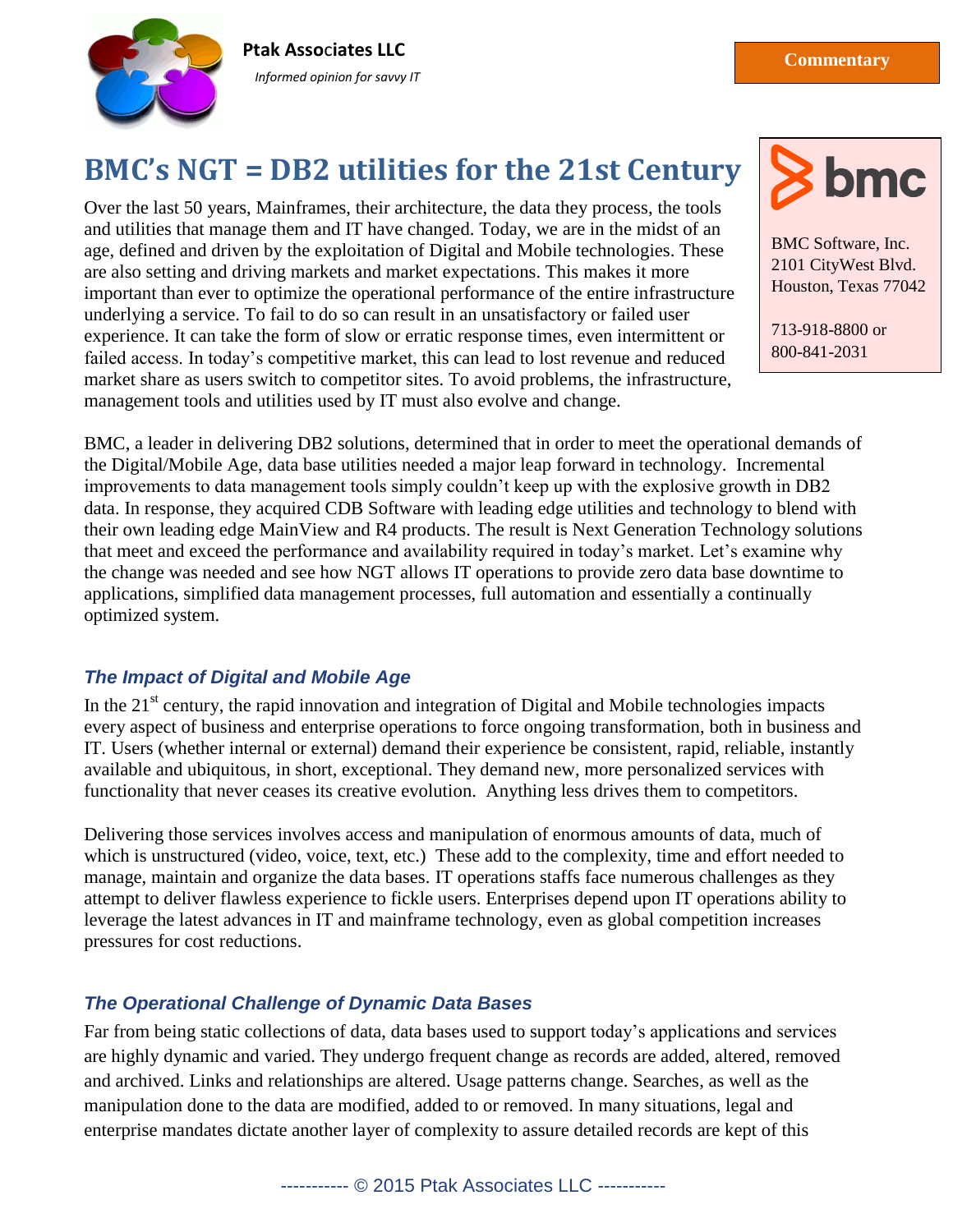**Ptak Associates LLC**

*Informed opinion for savvy IT*

**Commentary**

# BMC's NGT = DB2 utilities for the 21st Century

BMC Software, Inc.
2101 CityWest Blvd.
Houston, Texas 77042

713-918-8800 or
800-841-2031

Over the last 50 years, Mainframes, their architecture, the data they process, the tools and utilities that manage them and IT have changed. Today, we are in the midst of an age, defined and driven by the exploitation of Digital and Mobile technologies. These are also setting and driving markets and market expectations. This makes it more important than ever to optimize the operational performance of the entire infrastructure underlying a service. To fail to do so can result in an unsatisfactory or failed user experience. It can take the form of slow or erratic response times, even intermittent or failed access. In today's competitive market, this can lead to lost revenue and reduced market share as users switch to competitor sites. To avoid problems, the infrastructure, management tools and utilities used by IT must also evolve and change.

BMC, a leader in delivering DB2 solutions, determined that in order to meet the operational demands of the Digital/Mobile Age, data base utilities needed a major leap forward in technology. Incremental improvements to data management tools simply couldn't keep up with the explosive growth in DB2 data. In response, they acquired CDB Software with leading edge utilities and technology to blend with their own leading edge MainView and R4 products. The result is Next Generation Technology solutions that meet and exceed the performance and availability required in today's market. Let's examine why the change was needed and see how NGT allows IT operations to provide zero data base downtime to applications, simplified data management processes, full automation and essentially a continually optimized system.

### *The Impact of Digital and Mobile Age*

In the 21st century, the rapid innovation and integration of Digital and Mobile technologies impacts every aspect of business and enterprise operations to force ongoing transformation, both in business and IT. Users (whether internal or external) demand their experience be consistent, rapid, reliable, instantly available and ubiquitous, in short, exceptional. They demand new, more personalized services with functionality that never ceases its creative evolution. Anything less drives them to competitors.

Delivering those services involves access and manipulation of enormous amounts of data, much of which is unstructured (video, voice, text, etc.) These add to the complexity, time and effort needed to manage, maintain and organize the data bases. IT operations staffs face numerous challenges as they attempt to deliver flawless experience to fickle users. Enterprises depend upon IT operations ability to leverage the latest advances in IT and mainframe technology, even as global competition increases pressures for cost reductions.

### *The Operational Challenge of Dynamic Data Bases*

Far from being static collections of data, data bases used to support today's applications and services are highly dynamic and varied. They undergo frequent change as records are added, altered, removed and archived. Links and relationships are altered. Usage patterns change. Searches, as well as the manipulation done to the data are modified, added to or removed. In many situations, legal and enterprise mandates dictate another layer of complexity to assure detailed records are kept of this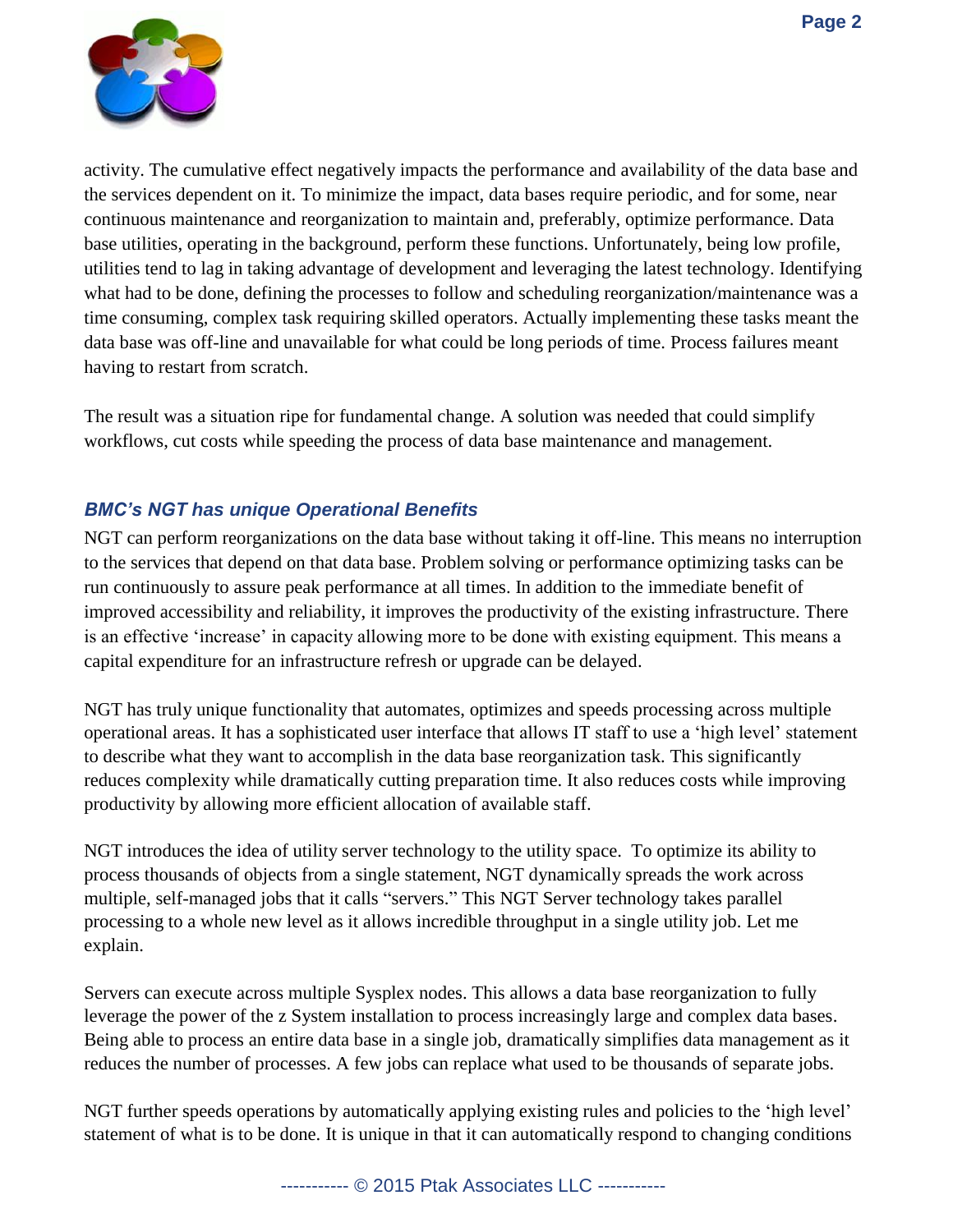activity. The cumulative effect negatively impacts the performance and availability of the data base and the services dependent on it. To minimize the impact, data bases require periodic, and for some, near continuous maintenance and reorganization to maintain and, preferably, optimize performance. Data base utilities, operating in the background, perform these functions. Unfortunately, being low profile, utilities tend to lag in taking advantage of development and leveraging the latest technology. Identifying what had to be done, defining the processes to follow and scheduling reorganization/maintenance was a time consuming, complex task requiring skilled operators. Actually implementing these tasks meant the data base was off-line and unavailable for what could be long periods of time. Process failures meant having to restart from scratch.

The result was a situation ripe for fundamental change. A solution was needed that could simplify workflows, cut costs while speeding the process of data base maintenance and management.

### *BMC's NGT has unique Operational Benefits*

NGT can perform reorganizations on the data base without taking it off-line. This means no interruption to the services that depend on that data base. Problem solving or performance optimizing tasks can be run continuously to assure peak performance at all times. In addition to the immediate benefit of improved accessibility and reliability, it improves the productivity of the existing infrastructure. There is an effective 'increase' in capacity allowing more to be done with existing equipment. This means a capital expenditure for an infrastructure refresh or upgrade can be delayed.

NGT has truly unique functionality that automates, optimizes and speeds processing across multiple operational areas. It has a sophisticated user interface that allows IT staff to use a 'high level' statement to describe what they want to accomplish in the data base reorganization task. This significantly reduces complexity while dramatically cutting preparation time. It also reduces costs while improving productivity by allowing more efficient allocation of available staff.

NGT introduces the idea of utility server technology to the utility space. To optimize its ability to process thousands of objects from a single statement, NGT dynamically spreads the work across multiple, self-managed jobs that it calls "servers." This NGT Server technology takes parallel processing to a whole new level as it allows incredible throughput in a single utility job. Let me explain.

Servers can execute across multiple Sysplex nodes. This allows a data base reorganization to fully leverage the power of the z System installation to process increasingly large and complex data bases. Being able to process an entire data base in a single job, dramatically simplifies data management as it reduces the number of processes. A few jobs can replace what used to be thousands of separate jobs.

NGT further speeds operations by automatically applying existing rules and policies to the 'high level' statement of what is to be done. It is unique in that it can automatically respond to changing conditions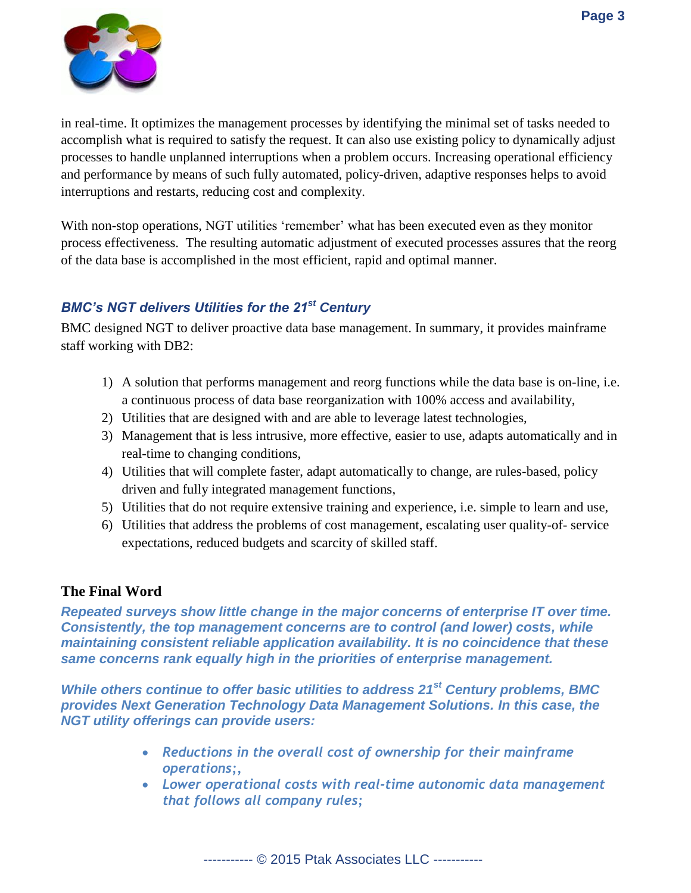in real-time. It optimizes the management processes by identifying the minimal set of tasks needed to accomplish what is required to satisfy the request. It can also use existing policy to dynamically adjust processes to handle unplanned interruptions when a problem occurs. Increasing operational efficiency and performance by means of such fully automated, policy-driven, adaptive responses helps to avoid interruptions and restarts, reducing cost and complexity.

With non-stop operations, NGT utilities 'remember' what has been executed even as they monitor process effectiveness. The resulting automatic adjustment of executed processes assures that the reorg of the data base is accomplished in the most efficient, rapid and optimal manner.

### *BMC's NGT delivers Utilities for the 21st Century*

BMC designed NGT to deliver proactive data base management. In summary, it provides mainframe staff working with DB2:

1) A solution that performs management and reorg functions while the data base is on-line, i.e. a continuous process of data base reorganization with 100% access and availability,
2) Utilities that are designed with and are able to leverage latest technologies,
3) Management that is less intrusive, more effective, easier to use, adapts automatically and in real-time to changing conditions,
4) Utilities that will complete faster, adapt automatically to change, are rules-based, policy driven and fully integrated management functions,
5) Utilities that do not require extensive training and experience, i.e. simple to learn and use,
6) Utilities that address the problems of cost management, escalating user quality-of- service expectations, reduced budgets and scarcity of skilled staff.

### The Final Word

***Repeated surveys show little change in the major concerns of enterprise IT over time. Consistently, the top management concerns are to control (and lower) costs, while maintaining consistent reliable application availability. It is no coincidence that these same concerns rank equally high in the priorities of enterprise management.***

***While others continue to offer basic utilities to address 21st Century problems, BMC provides Next Generation Technology Data Management Solutions. In this case, the NGT utility offerings can provide users:***

- *Reductions in the overall cost of ownership for their mainframe operations;,*
- *Lower operational costs with real-time autonomic data management that follows all company rules;*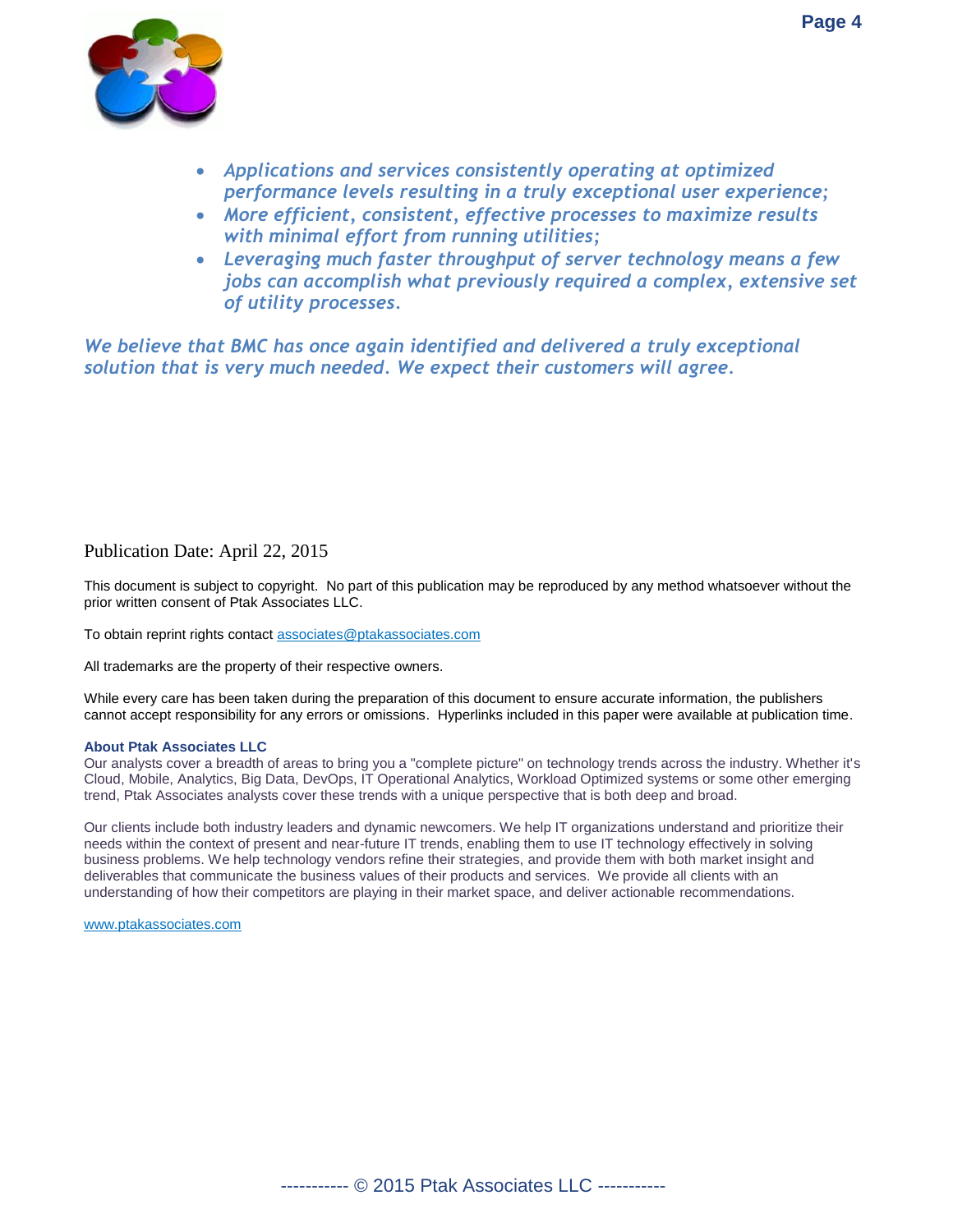- *Applications and services consistently operating at optimized performance levels resulting in a truly exceptional user experience;*
- *More efficient, consistent, effective processes to maximize results with minimal effort from running utilities;*
- *Leveraging much faster throughput of server technology means a few jobs can accomplish what previously required a complex, extensive set of utility processes.*

*We believe that BMC has once again identified and delivered a truly exceptional solution that is very much needed. We expect their customers will agree.*

Publication Date: April 22, 2015

This document is subject to copyright. No part of this publication may be reproduced by any method whatsoever without the prior written consent of Ptak Associates LLC.

To obtain reprint rights contact associates@ptakassociates.com

All trademarks are the property of their respective owners.

While every care has been taken during the preparation of this document to ensure accurate information, the publishers cannot accept responsibility for any errors or omissions. Hyperlinks included in this paper were available at publication time.

**About Ptak Associates LLC**

Our analysts cover a breadth of areas to bring you a "complete picture" on technology trends across the industry. Whether it's Cloud, Mobile, Analytics, Big Data, DevOps, IT Operational Analytics, Workload Optimized systems or some other emerging trend, Ptak Associates analysts cover these trends with a unique perspective that is both deep and broad.

Our clients include both industry leaders and dynamic newcomers. We help IT organizations understand and prioritize their needs within the context of present and near-future IT trends, enabling them to use IT technology effectively in solving business problems. We help technology vendors refine their strategies, and provide them with both market insight and deliverables that communicate the business values of their products and services. We provide all clients with an understanding of how their competitors are playing in their market space, and deliver actionable recommendations.

www.ptakassociates.com